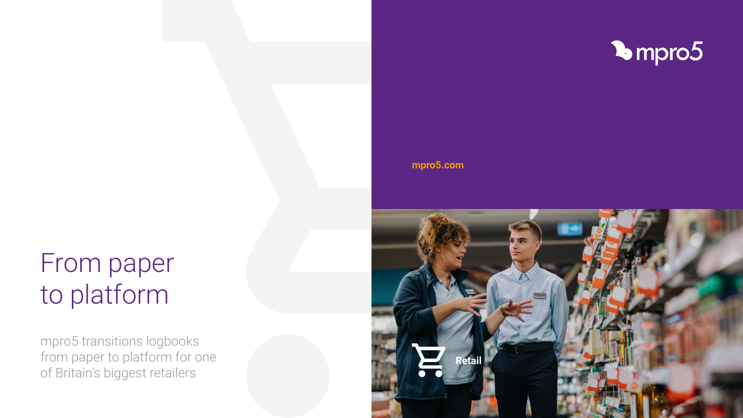# From paper to platform

mpro5 transitions logbooks from paper to platform for one of Britain's biggest retailers

mpro5

mpro5.com

Retail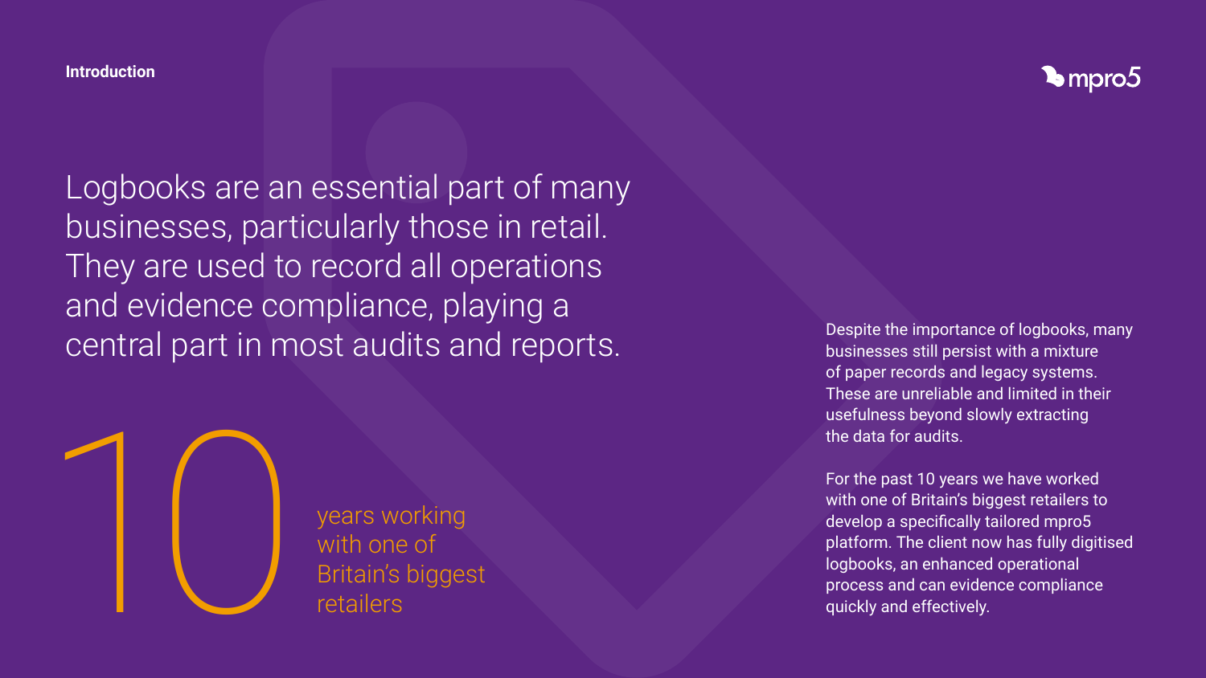## Introduction

Logbooks are an essential part of many businesses, particularly those in retail. They are used to record all operations and evidence compliance, playing a central part in most audits and reports.

**10** years working with one of Britain's biggest retailers

Despite the importance of logbooks, many businesses still persist with a mixture of paper records and legacy systems. These are unreliable and limited in their usefulness beyond slowly extracting the data for audits.

For the past 10 years we have worked with one of Britain's biggest retailers to develop a specifically tailored mpro5 platform. The client now has fully digitised logbooks, an enhanced operational process and can evidence compliance quickly and effectively.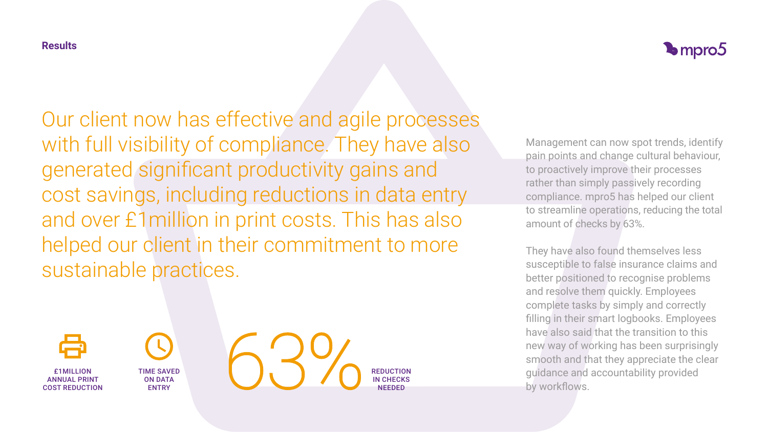## Results

Our client now has effective and agile processes with full visibility of compliance. They have also generated significant productivity gains and cost savings, including reductions in data entry and over £1million in print costs. This has also helped our client in their commitment to more sustainable practices.

**£1MILLION ANNUAL PRINT COST REDUCTION**

**TIME SAVED ON DATA ENTRY**

63% **REDUCTION IN CHECKS NEEDED**

Management can now spot trends, identify pain points and change cultural behaviour, to proactively improve their processes rather than simply passively recording compliance. mpro5 has helped our client to streamline operations, reducing the total amount of checks by 63%.

They have also found themselves less susceptible to false insurance claims and better positioned to recognise problems and resolve them quickly. Employees complete tasks by simply and correctly filling in their smart logbooks. Employees have also said that the transition to this new way of working has been surprisingly smooth and that they appreciate the clear guidance and accountability provided by workflows.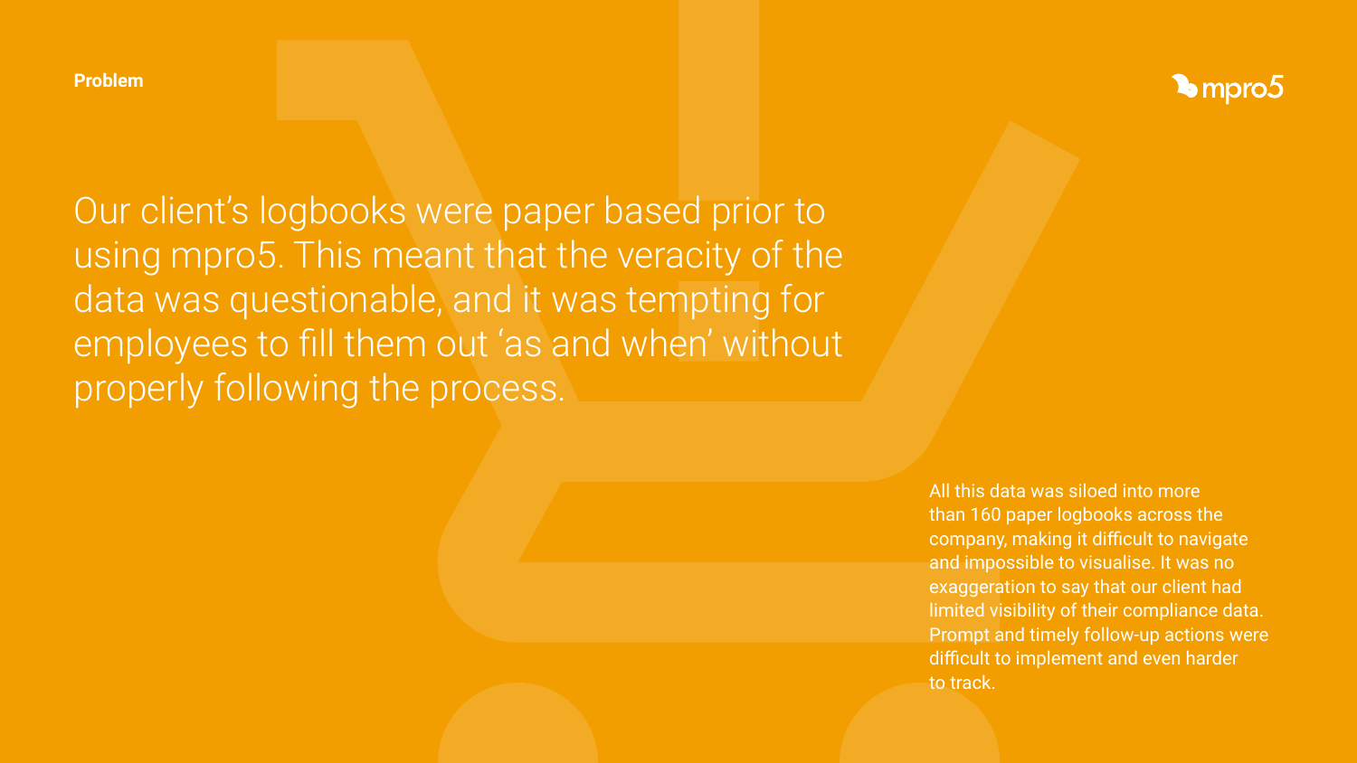## Problem

Our client's logbooks were paper based prior to using mpro5. This meant that the veracity of the data was questionable, and it was tempting for employees to fill them out 'as and when' without properly following the process.

All this data was siloed into more than 160 paper logbooks across the company, making it difficult to navigate and impossible to visualise. It was no exaggeration to say that our client had limited visibility of their compliance data. Prompt and timely follow-up actions were difficult to implement and even harder to track.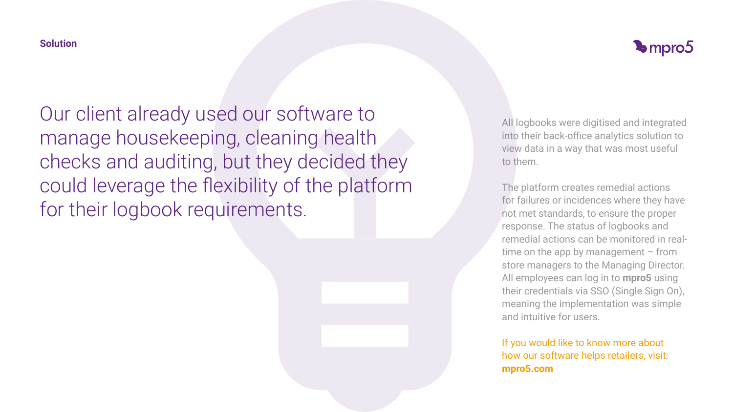## Solution

Our client already used our software to manage housekeeping, cleaning health checks and auditing, but they decided they could leverage the flexibility of the platform for their logbook requirements.

All logbooks were digitised and integrated into their back-office analytics solution to view data in a way that was most useful to them.

The platform creates remedial actions for failures or incidences where they have not met standards, to ensure the proper response. The status of logbooks and remedial actions can be monitored in real-time on the app by management – from store managers to the Managing Director. All employees can log in to **mpro5** using their credentials via SSO (Single Sign On), meaning the implementation was simple and intuitive for users.

If you would like to know more about how our software helps retailers, visit: **mpro5.com**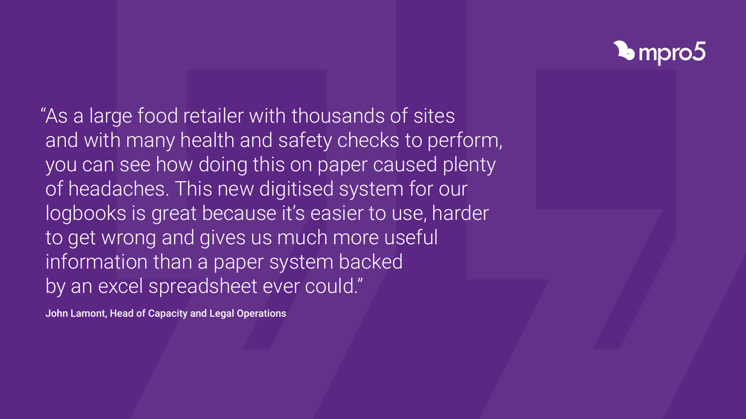mpro5

"As a large food retailer with thousands of sites and with many health and safety checks to perform, you can see how doing this on paper caused plenty of headaches. This new digitised system for our logbooks is great because it's easier to use, harder to get wrong and gives us much more useful information than a paper system backed by an excel spreadsheet ever could."

**John Lamont, Head of Capacity and Legal Operations**